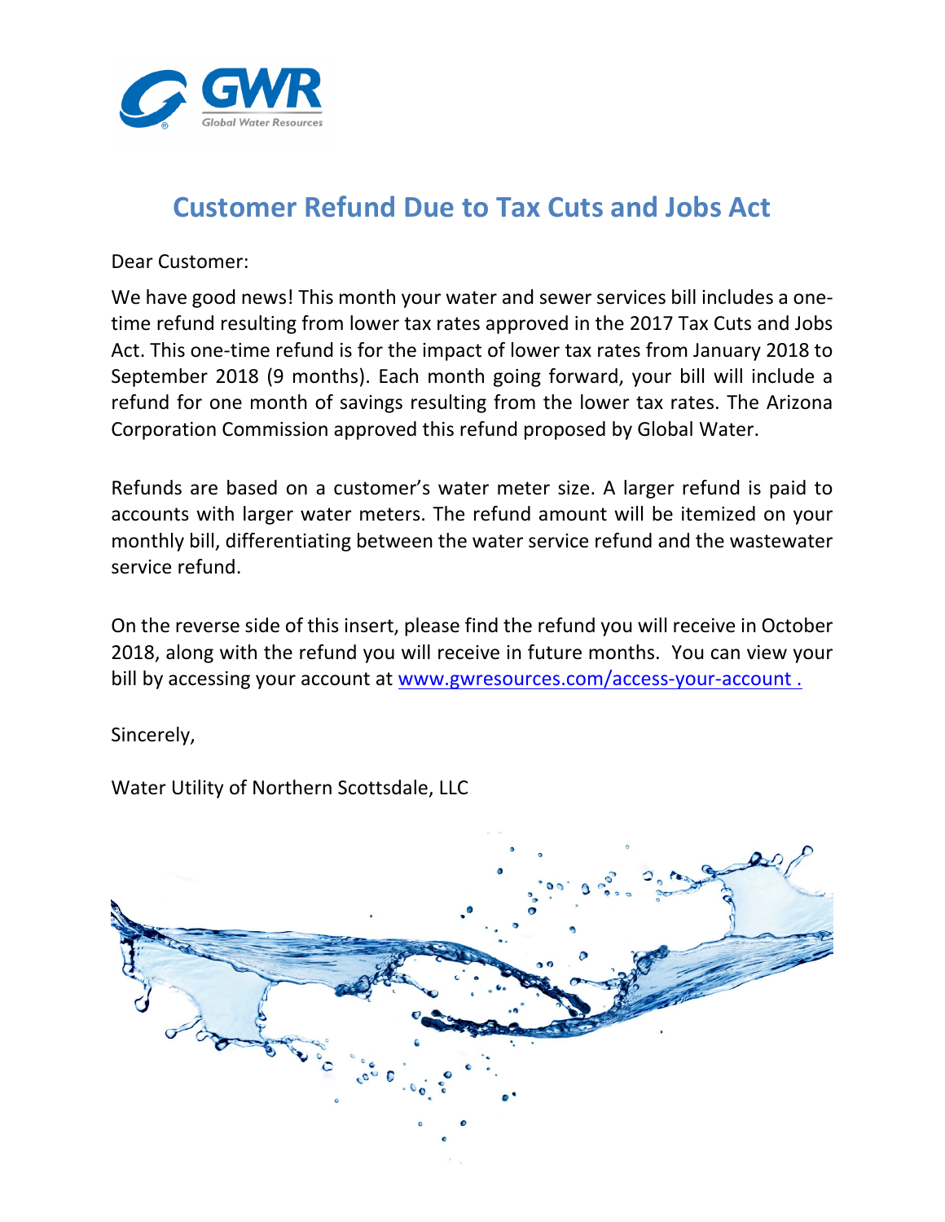GWR Global Water Resources

# Customer Refund Due to Tax Cuts and Jobs Act

Dear Customer:

We have good news! This month your water and sewer services bill includes a one-time refund resulting from lower tax rates approved in the 2017 Tax Cuts and Jobs Act. This one-time refund is for the impact of lower tax rates from January 2018 to September 2018 (9 months). Each month going forward, your bill will include a refund for one month of savings resulting from the lower tax rates. The Arizona Corporation Commission approved this refund proposed by Global Water.

Refunds are based on a customer's water meter size. A larger refund is paid to accounts with larger water meters. The refund amount will be itemized on your monthly bill, differentiating between the water service refund and the wastewater service refund.

On the reverse side of this insert, please find the refund you will receive in October 2018, along with the refund you will receive in future months. You can view your bill by accessing your account at [www.gwresources.com/access-your-account .](http://www.gwresources.com/access-your-account)

Sincerely,

Water Utility of Northern Scottsdale, LLC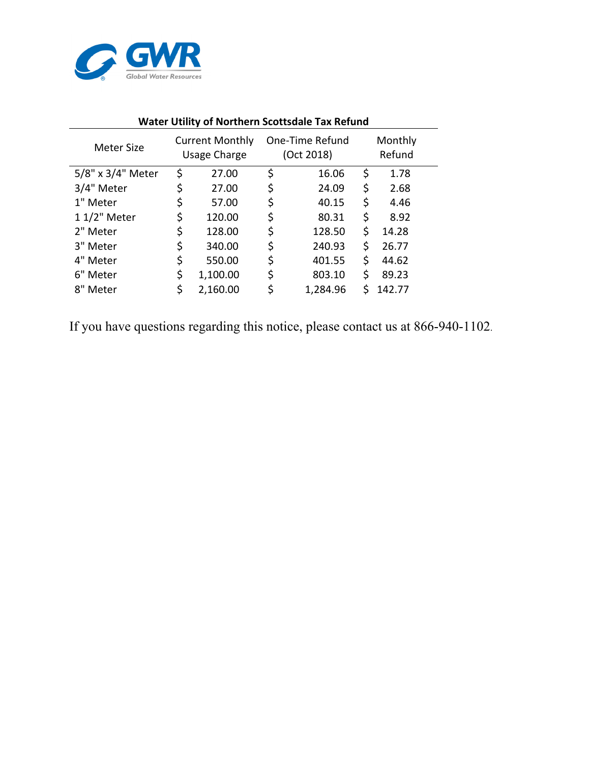GWR

Global Water Resources

**Water Utility of Northern Scottsdale Tax Refund**

| Meter Size | Current Monthly Usage Charge | One-Time Refund (Oct 2018) | Monthly Refund |
|---|---|---|---|
| 5/8" x 3/4" Meter | $ 27.00 | $ 16.06 | $ 1.78 |
| 3/4" Meter | $ 27.00 | $ 24.09 | $ 2.68 |
| 1" Meter | $ 57.00 | $ 40.15 | $ 4.46 |
| 1 1/2" Meter | $ 120.00 | $ 80.31 | $ 8.92 |
| 2" Meter | $ 128.00 | $ 128.50 | $ 14.28 |
| 3" Meter | $ 340.00 | $ 240.93 | $ 26.77 |
| 4" Meter | $ 550.00 | $ 401.55 | $ 44.62 |
| 6" Meter | $ 1,100.00 | $ 803.10 | $ 89.23 |
| 8" Meter | $ 2,160.00 | $ 1,284.96 | $ 142.77 |

If you have questions regarding this notice, please contact us at 866-940-1102.